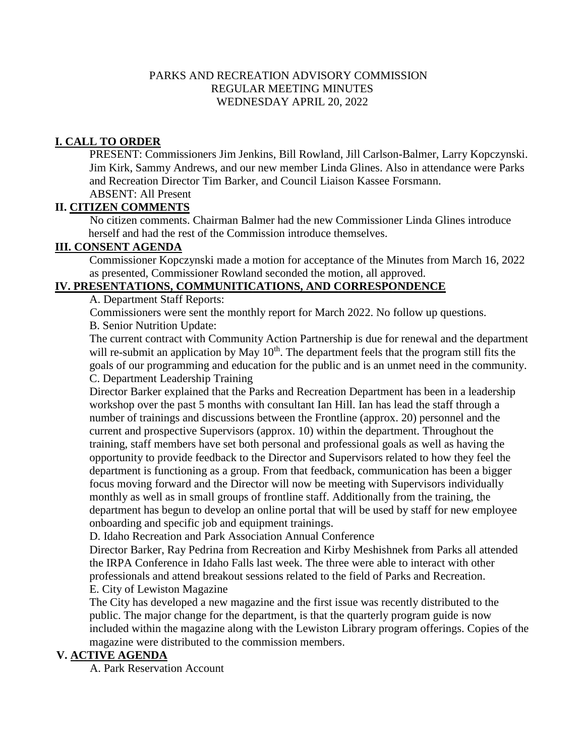PARKS AND RECREATION ADVISORY COMMISSION
REGULAR MEETING MINUTES
WEDNESDAY APRIL 20, 2022

## I. CALL TO ORDER

PRESENT: Commissioners Jim Jenkins, Bill Rowland, Jill Carlson-Balmer, Larry Kopczynski. Jim Kirk, Sammy Andrews, and our new member Linda Glines. Also in attendance were Parks and Recreation Director Tim Barker, and Council Liaison Kassee Forsmann.
ABSENT: All Present

## II. CITIZEN COMMENTS

No citizen comments. Chairman Balmer had the new Commissioner Linda Glines introduce herself and had the rest of the Commission introduce themselves.

## III. CONSENT AGENDA

Commissioner Kopczynski made a motion for acceptance of the Minutes from March 16, 2022 as presented, Commissioner Rowland seconded the motion, all approved.

## IV. PRESENTATIONS, COMMUNITICATIONS, AND CORRESPONDENCE

A. Department Staff Reports:

Commissioners were sent the monthly report for March 2022. No follow up questions.

B. Senior Nutrition Update:

The current contract with Community Action Partnership is due for renewal and the department will re-submit an application by May 10th. The department feels that the program still fits the goals of our programming and education for the public and is an unmet need in the community.

C. Department Leadership Training

Director Barker explained that the Parks and Recreation Department has been in a leadership workshop over the past 5 months with consultant Ian Hill. Ian has lead the staff through a number of trainings and discussions between the Frontline (approx. 20) personnel and the current and prospective Supervisors (approx. 10) within the department. Throughout the training, staff members have set both personal and professional goals as well as having the opportunity to provide feedback to the Director and Supervisors related to how they feel the department is functioning as a group. From that feedback, communication has been a bigger focus moving forward and the Director will now be meeting with Supervisors individually monthly as well as in small groups of frontline staff. Additionally from the training, the department has begun to develop an online portal that will be used by staff for new employee onboarding and specific job and equipment trainings.

D. Idaho Recreation and Park Association Annual Conference

Director Barker, Ray Pedrina from Recreation and Kirby Meshishnek from Parks all attended the IRPA Conference in Idaho Falls last week. The three were able to interact with other professionals and attend breakout sessions related to the field of Parks and Recreation.

E. City of Lewiston Magazine

The City has developed a new magazine and the first issue was recently distributed to the public. The major change for the department, is that the quarterly program guide is now included within the magazine along with the Lewiston Library program offerings. Copies of the magazine were distributed to the commission members.

## V. ACTIVE AGENDA

A. Park Reservation Account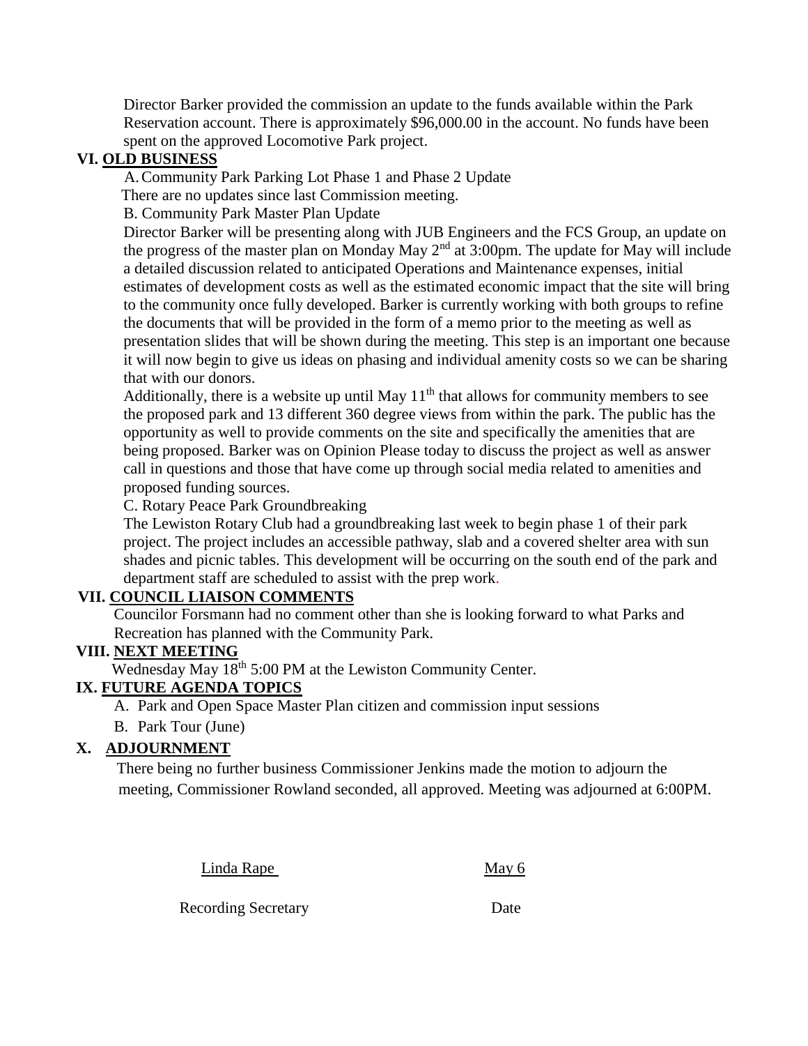Director Barker provided the commission an update to the funds available within the Park Reservation account. There is approximately $96,000.00 in the account. No funds have been spent on the approved Locomotive Park project.

## VI. OLD BUSINESS

A. Community Park Parking Lot Phase 1 and Phase 2 Update

There are no updates since last Commission meeting.

B. Community Park Master Plan Update

Director Barker will be presenting along with JUB Engineers and the FCS Group, an update on the progress of the master plan on Monday May 2nd at 3:00pm. The update for May will include a detailed discussion related to anticipated Operations and Maintenance expenses, initial estimates of development costs as well as the estimated economic impact that the site will bring to the community once fully developed. Barker is currently working with both groups to refine the documents that will be provided in the form of a memo prior to the meeting as well as presentation slides that will be shown during the meeting. This step is an important one because it will now begin to give us ideas on phasing and individual amenity costs so we can be sharing that with our donors.

Additionally, there is a website up until May 11th that allows for community members to see the proposed park and 13 different 360 degree views from within the park. The public has the opportunity as well to provide comments on the site and specifically the amenities that are being proposed. Barker was on Opinion Please today to discuss the project as well as answer call in questions and those that have come up through social media related to amenities and proposed funding sources.

C. Rotary Peace Park Groundbreaking

The Lewiston Rotary Club had a groundbreaking last week to begin phase 1 of their park project. The project includes an accessible pathway, slab and a covered shelter area with sun shades and picnic tables. This development will be occurring on the south end of the park and department staff are scheduled to assist with the prep work.

## VII. COUNCIL LIAISON COMMENTS

Councilor Forsmann had no comment other than she is looking forward to what Parks and Recreation has planned with the Community Park.

## VIII. NEXT MEETING

Wednesday May 18th 5:00 PM at the Lewiston Community Center.

## IX. FUTURE AGENDA TOPICS

A. Park and Open Space Master Plan citizen and commission input sessions

B. Park Tour (June)

## X. ADJOURNMENT

There being no further business Commissioner Jenkins made the motion to adjourn the meeting, Commissioner Rowland seconded, all approved. Meeting was adjourned at 6:00PM.

Linda Rape — May 6

Recording Secretary — Date